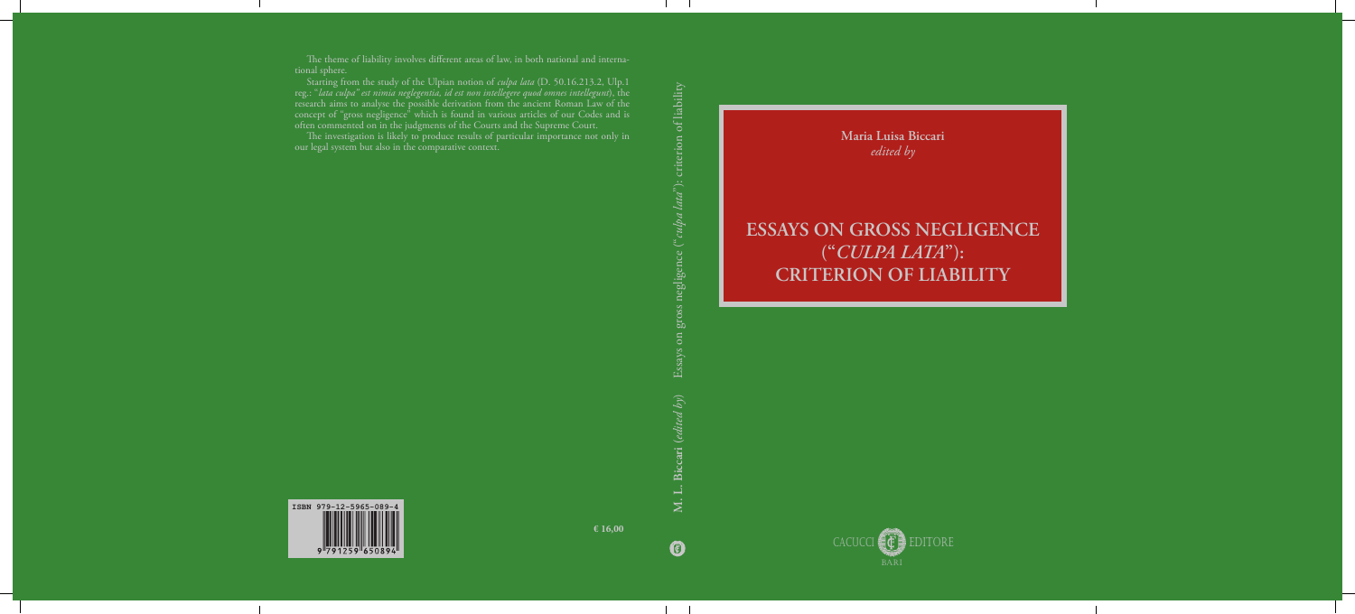The theme of liability involves different areas of law, in both national and international sphere.

Starting from the study of the Ulpian notion of *culpa lata* (D. 50.16.213.2, Ulp.1 reg.: "*lata culpa" est nimia neglegentia, id est non intellegere quod omnes intellegunt*), the research aims to analyse the possible derivation from the ancient Roman Law of the concept of "gross negligence" which is found in various articles of our Codes and is often commented on in the judgments of the Courts and the Supreme Court.

The investigation is likely to produce results of particular importance not only in our legal system but also in the comparative context.

ISBN 979-12-5965-089-4

€ 16,00

**M. L. Biccari** (*edited by*) Essays on gross negligence ("*culpa lata*"): criterion of liability

**Maria Luisa Biccari**
*edited by*

# ESSAYS ON GROSS NEGLIGENCE ("*CULPA LATA*"): CRITERION OF LIABILITY

CACUCCI EDITORE
BARI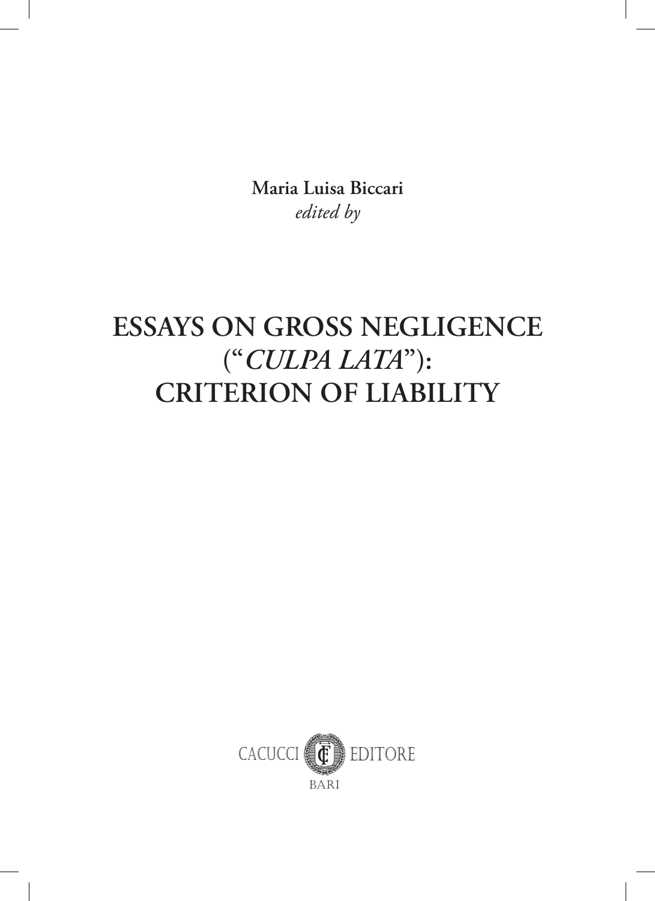**Maria Luisa Biccari**
*edited by*

# ESSAYS ON GROSS NEGLIGENCE ("*CULPA LATA*"): CRITERION OF LIABILITY

CACUCCI EDITORE
BARI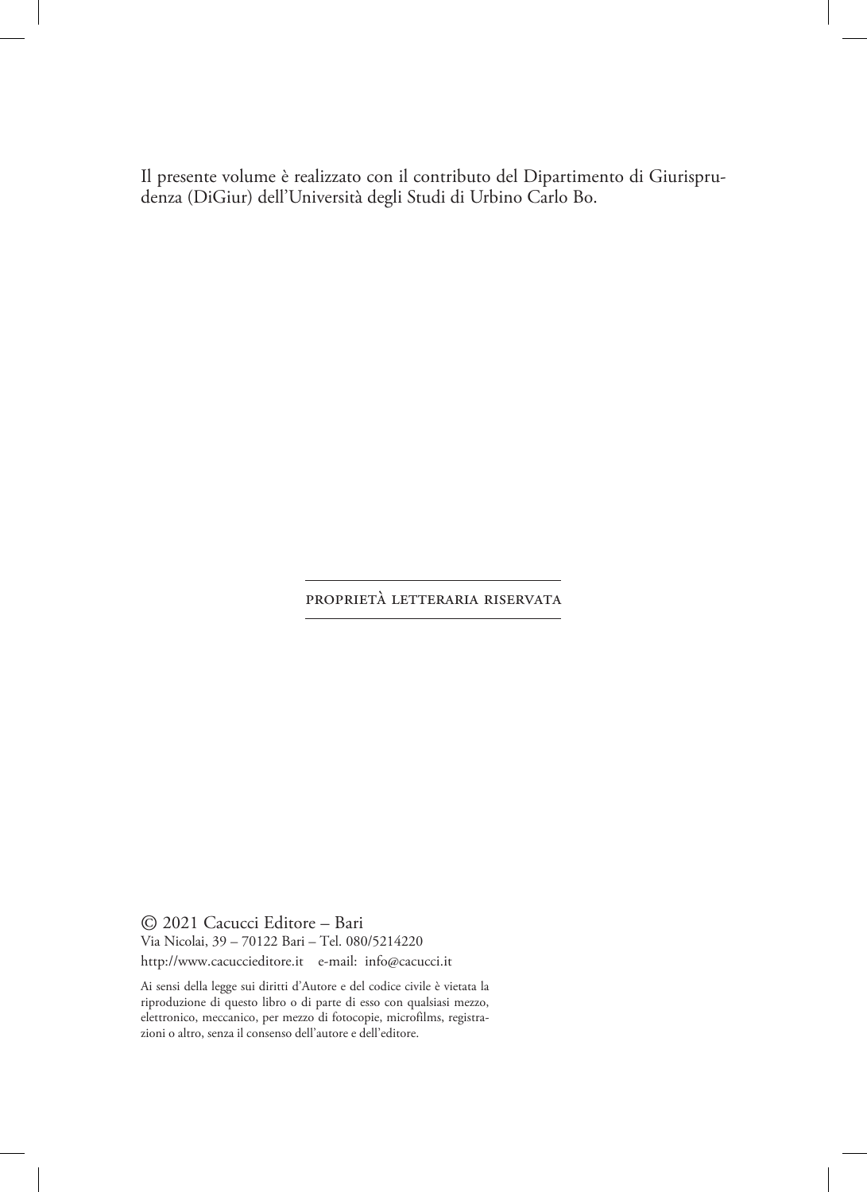Il presente volume è realizzato con il contributo del Dipartimento di Giurisprudenza (DiGiur) dell'Università degli Studi di Urbino Carlo Bo.

PROPRIETÀ LETTERARIA RISERVATA

© 2021 Cacucci Editore – Bari
Via Nicolai, 39 – 70122 Bari – Tel. 080/5214220
http://www.cacuccieditore.it e-mail: info@cacucci.it

Ai sensi della legge sui diritti d'Autore e del codice civile è vietata la riproduzione di questo libro o di parte di esso con qualsiasi mezzo, elettronico, meccanico, per mezzo di fotocopie, microfilms, registrazioni o altro, senza il consenso dell'autore e dell'editore.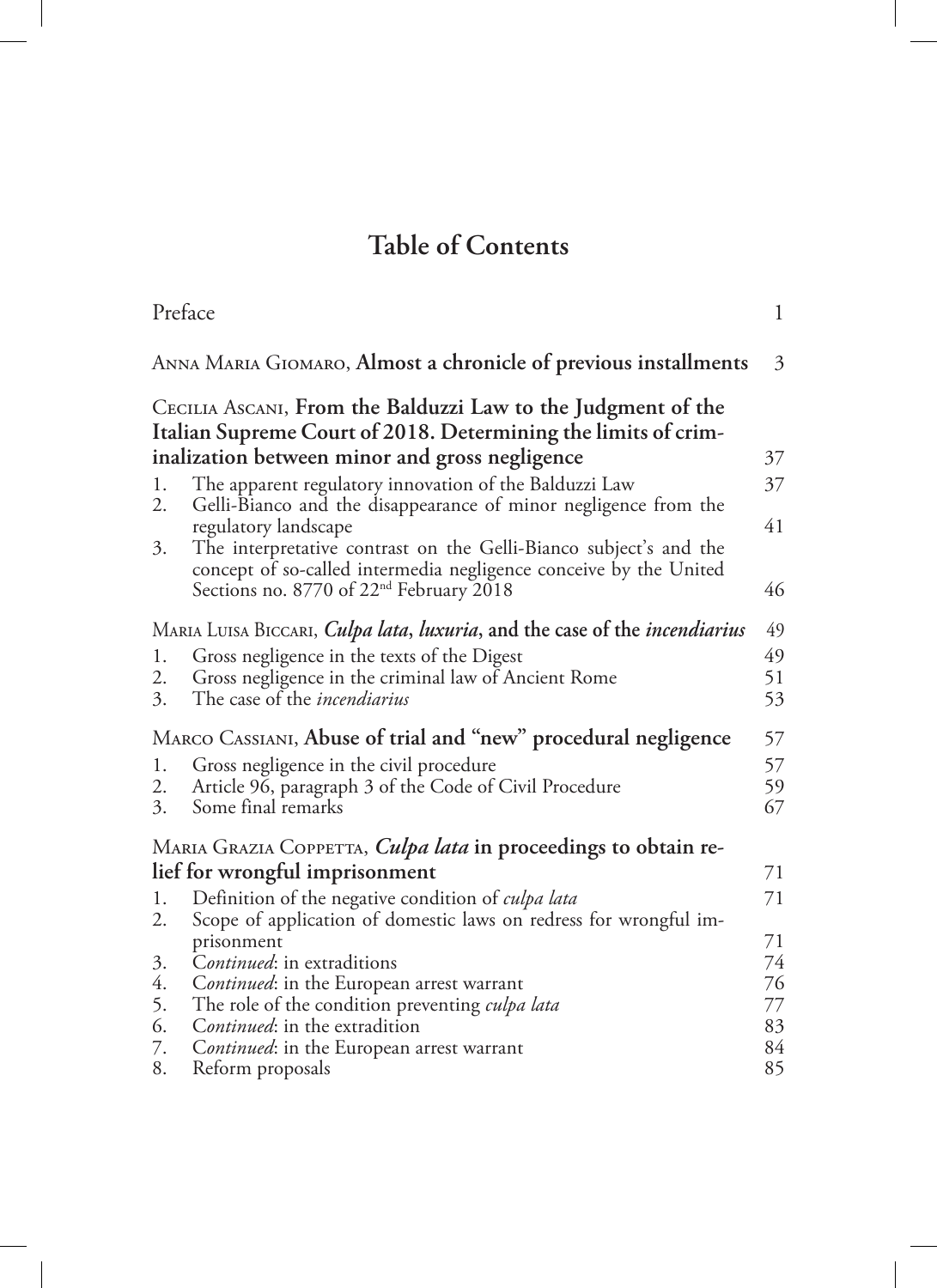# Table of Contents

| | |
|---|---|
| Preface | 1 |
| Anna Maria Giomaro, **Almost a chronicle of previous installments** | 3 |
| Cecilia Ascani, **From the Balduzzi Law to the Judgment of the Italian Supreme Court of 2018. Determining the limits of criminalization between minor and gross negligence** | 37 |
| 1. The apparent regulatory innovation of the Balduzzi Law | 37 |
| 2. Gelli-Bianco and the disappearance of minor negligence from the regulatory landscape | 41 |
| 3. The interpretative contrast on the Gelli-Bianco subject's and the concept of so-called intermedia negligence conceive by the United Sections no. 8770 of 22nd February 2018 | 46 |
| Maria Luisa Biccari, ***Culpa lata*, *luxuria*, and the case of the *incendiarius*** | 49 |
| 1. Gross negligence in the texts of the Digest | 49 |
| 2. Gross negligence in the criminal law of Ancient Rome | 51 |
| 3. The case of the *incendiarius* | 53 |
| Marco Cassiani, **Abuse of trial and "new" procedural negligence** | 57 |
| 1. Gross negligence in the civil procedure | 57 |
| 2. Article 96, paragraph 3 of the Code of Civil Procedure | 59 |
| 3. Some final remarks | 67 |
| Maria Grazia Coppetta, ***Culpa lata* in proceedings to obtain relief for wrongful imprisonment** | 71 |
| 1. Definition of the negative condition of *culpa lata* | 71 |
| 2. Scope of application of domestic laws on redress for wrongful imprisonment | 71 |
| 3. *Continued*: in extraditions | 74 |
| 4. *Continued*: in the European arrest warrant | 76 |
| 5. The role of the condition preventing *culpa lata* | 77 |
| 6. *Continued*: in the extradition | 83 |
| 7. *Continued*: in the European arrest warrant | 84 |
| 8. Reform proposals | 85 |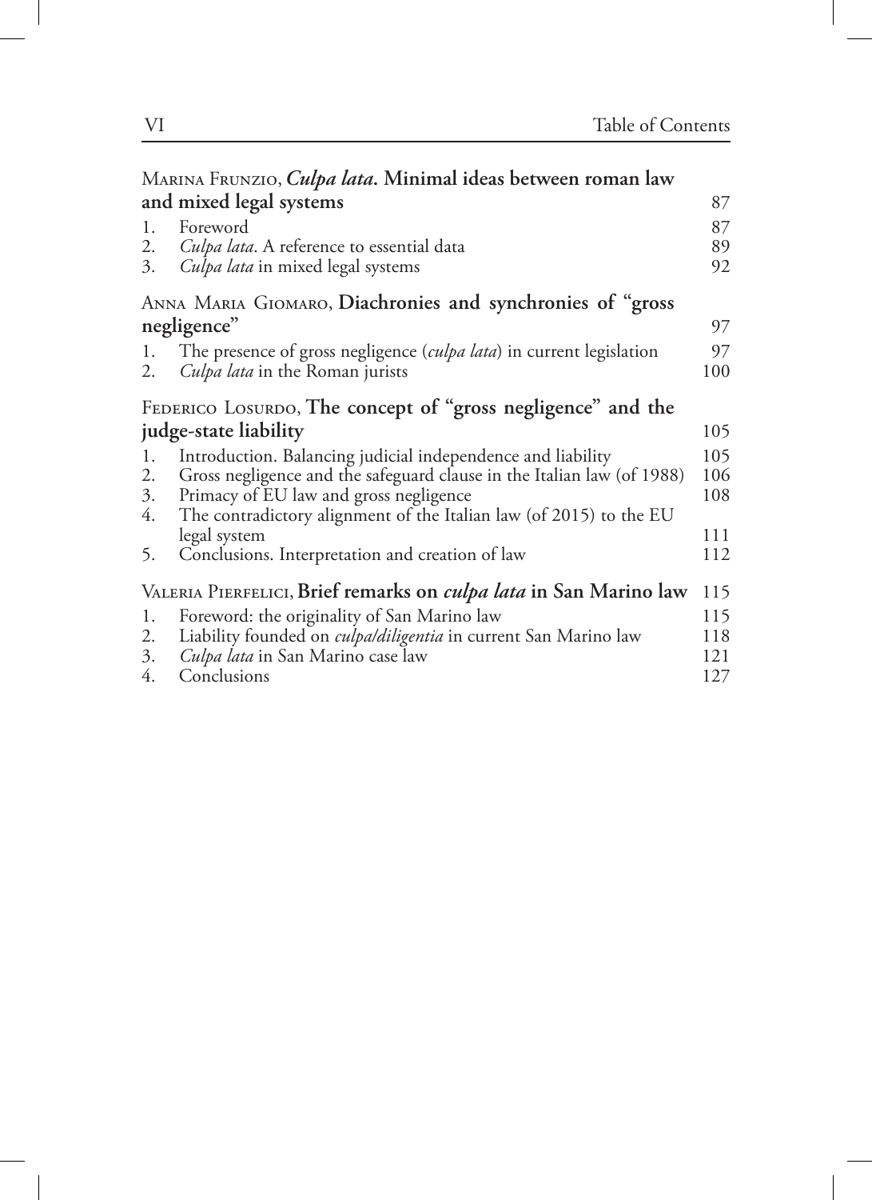Marina Frunzio, ***Culpa lata*. Minimal ideas between roman law and mixed legal systems** 87

1. Foreword 87
2. *Culpa lata*. A reference to essential data 89
3. *Culpa lata* in mixed legal systems 92

Anna Maria Giomaro, **Diachronies and synchronies of "gross negligence"** 97

1. The presence of gross negligence (*culpa lata*) in current legislation 97
2. *Culpa lata* in the Roman jurists 100

Federico Losurdo, **The concept of "gross negligence" and the judge-state liability** 105

1. Introduction. Balancing judicial independence and liability 105
2. Gross negligence and the safeguard clause in the Italian law (of 1988) 106
3. Primacy of EU law and gross negligence 108
4. The contradictory alignment of the Italian law (of 2015) to the EU legal system 111
5. Conclusions. Interpretation and creation of law 112

Valeria Pierfelici, **Brief remarks on *culpa lata* in San Marino law** 115

1. Foreword: the originality of San Marino law 115
2. Liability founded on *culpa/diligentia* in current San Marino law 118
3. *Culpa lata* in San Marino case law 121
4. Conclusions 127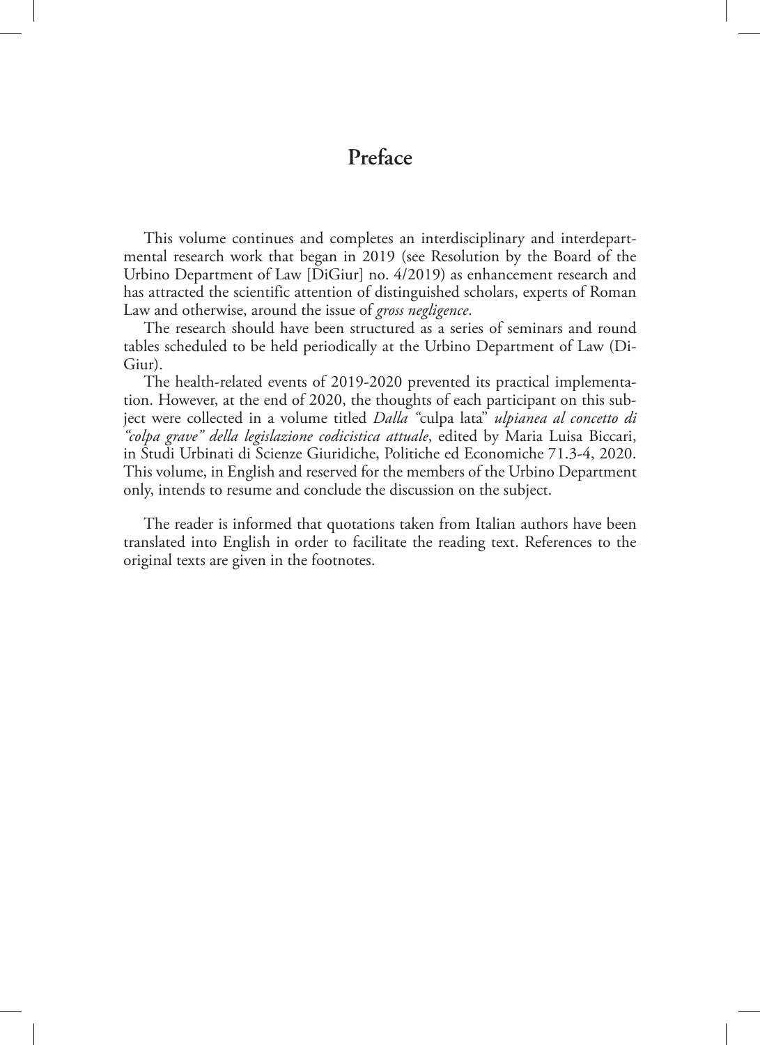# Preface

This volume continues and completes an interdisciplinary and interdepartmental research work that began in 2019 (see Resolution by the Board of the Urbino Department of Law [DiGiur] no. 4/2019) as enhancement research and has attracted the scientific attention of distinguished scholars, experts of Roman Law and otherwise, around the issue of *gross negligence*.

The research should have been structured as a series of seminars and round tables scheduled to be held periodically at the Urbino Department of Law (DiGiur).

The health-related events of 2019-2020 prevented its practical implementation. However, at the end of 2020, the thoughts of each participant on this subject were collected in a volume titled *Dalla "*culpa lata*" ulpianea al concetto di "colpa grave" della legislazione codicistica attuale*, edited by Maria Luisa Biccari, in Studi Urbinati di Scienze Giuridiche, Politiche ed Economiche 71.3-4, 2020. This volume, in English and reserved for the members of the Urbino Department only, intends to resume and conclude the discussion on the subject.

The reader is informed that quotations taken from Italian authors have been translated into English in order to facilitate the reading text. References to the original texts are given in the footnotes.